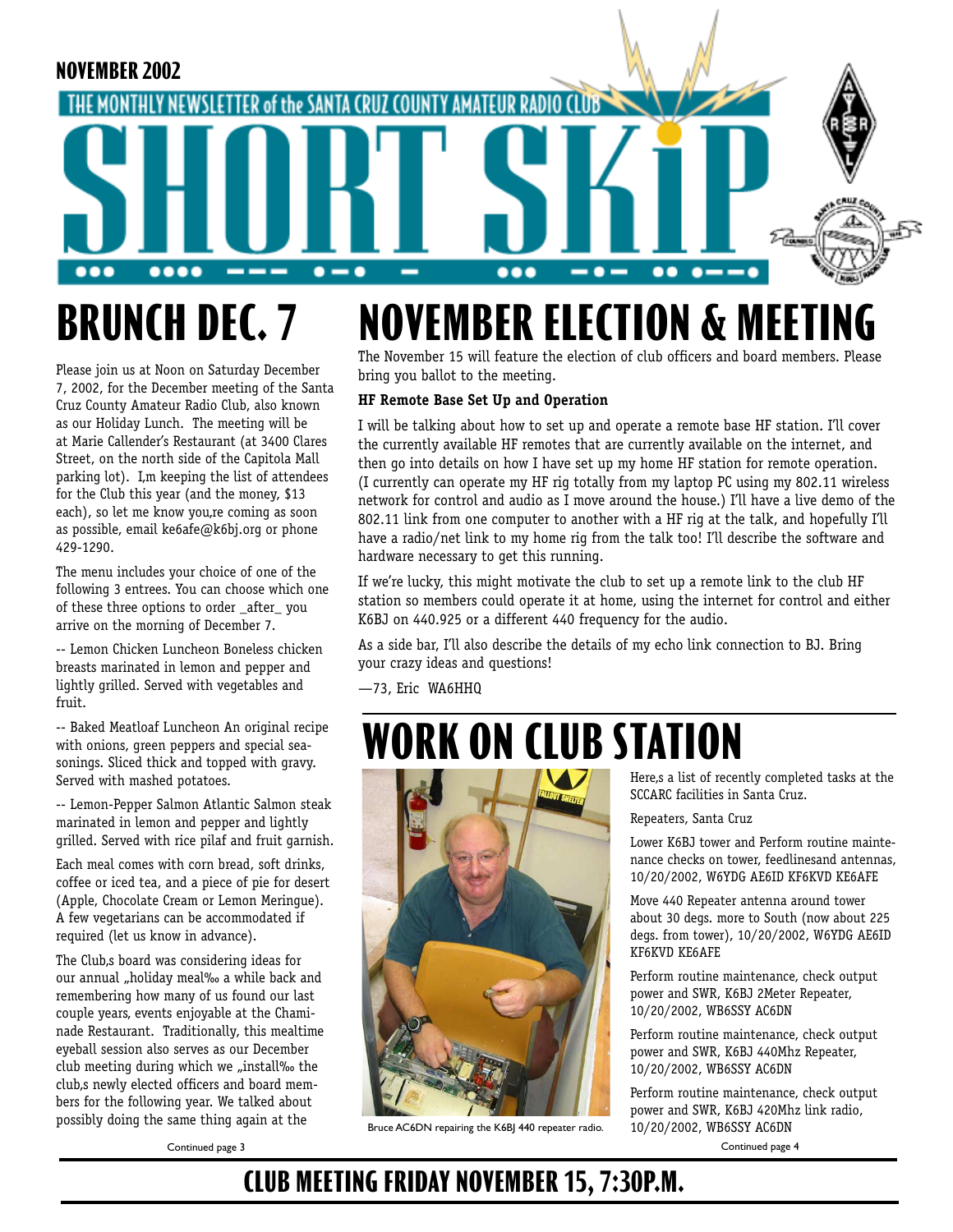NOVEMBER 2002

THE MONTHLY NEWSLETTER of the SANTA CRUZ COUNTY AMATEUR RADIO CLUB

# SHORT SKIP

# BRUNCH DEC. 7

Please join us at Noon on Saturday December 7, 2002, for the December meeting of the Santa Cruz County Amateur Radio Club, also known as our Holiday Lunch. The meeting will be at Marie Callender's Restaurant (at 3400 Clares Street, on the north side of the Capitola Mall parking lot). I,m keeping the list of attendees for the Club this year (and the money, $13 each), so let me know you,re coming as soon as possible, email ke6afe@k6bj.org or phone 429-1290.

The menu includes your choice of one of the following 3 entrees. You can choose which one of these three options to order _after_ you arrive on the morning of December 7.

-- Lemon Chicken Luncheon Boneless chicken breasts marinated in lemon and pepper and lightly grilled. Served with vegetables and fruit.

-- Baked Meatloaf Luncheon An original recipe with onions, green peppers and special seasonings. Sliced thick and topped with gravy. Served with mashed potatoes.

-- Lemon-Pepper Salmon Atlantic Salmon steak marinated in lemon and pepper and lightly grilled. Served with rice pilaf and fruit garnish.

Each meal comes with corn bread, soft drinks, coffee or iced tea, and a piece of pie for desert (Apple, Chocolate Cream or Lemon Meringue). A few vegetarians can be accommodated if required (let us know in advance).

The Club,s board was considering ideas for our annual „holiday meal‰ a while back and remembering how many of us found our last couple years, events enjoyable at the Chaminade Restaurant. Traditionally, this mealtime eyeball session also serves as our December club meeting during which we „install‰ the club,s newly elected officers and board members for the following year. We talked about possibly doing the same thing again at the

Continued page 3

# NOVEMBER ELECTION & MEETING

The November 15 will feature the election of club officers and board members. Please bring you ballot to the meeting.

**HF Remote Base Set Up and Operation**

I will be talking about how to set up and operate a remote base HF station. I'll cover the currently available HF remotes that are currently available on the internet, and then go into details on how I have set up my home HF station for remote operation. (I currently can operate my HF rig totally from my laptop PC using my 802.11 wireless network for control and audio as I move around the house.) I'll have a live demo of the 802.11 link from one computer to another with a HF rig at the talk, and hopefully I'll have a radio/net link to my home rig from the talk too! I'll describe the software and hardware necessary to get this running.

If we're lucky, this might motivate the club to set up a remote link to the club HF station so members could operate it at home, using the internet for control and either K6BJ on 440.925 or a different 440 frequency for the audio.

As a side bar, I'll also describe the details of my echo link connection to BJ. Bring your crazy ideas and questions!

—73, Eric WA6HHQ

# WORK ON CLUB STATION

Bruce AC6DN repairing the K6BJ 440 repeater radio.

Here,s a list of recently completed tasks at the SCCARC facilities in Santa Cruz.

Repeaters, Santa Cruz

Lower K6BJ tower and Perform routine maintenance checks on tower, feedlinesand antennas, 10/20/2002, W6YDG AE6ID KF6KVD KE6AFE

Move 440 Repeater antenna around tower about 30 degs. more to South (now about 225 degs. from tower), 10/20/2002, W6YDG AE6ID KF6KVD KE6AFE

Perform routine maintenance, check output power and SWR, K6BJ 2Meter Repeater, 10/20/2002, WB6SSY AC6DN

Perform routine maintenance, check output power and SWR, K6BJ 440Mhz Repeater, 10/20/2002, WB6SSY AC6DN

Perform routine maintenance, check output power and SWR, K6BJ 420Mhz link radio, 10/20/2002, WB6SSY AC6DN

Continued page 4

## CLUB MEETING FRIDAY NOVEMBER 15, 7:30P.M.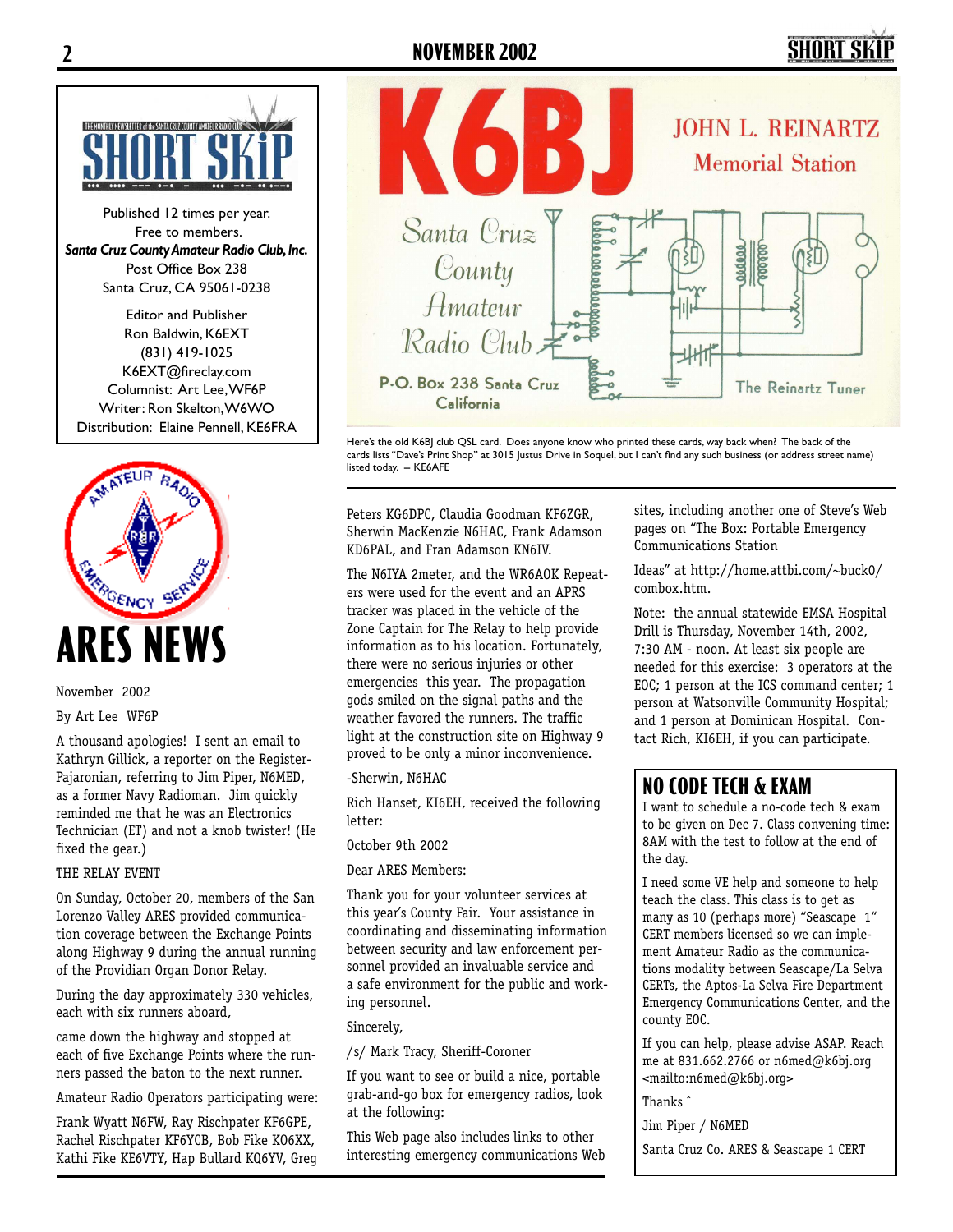Published 12 times per year.
Free to members.
***Santa Cruz County Amateur Radio Club, Inc.***
Post Office Box 238
Santa Cruz, CA 95061-0238

Editor and Publisher
Ron Baldwin, K6EXT
(831) 419-1025
K6EXT@fireclay.com
Columnist: Art Lee, WF6P
Writer: Ron Skelton, W6WO
Distribution: Elaine Pennell, KE6FRA

K6BJ

JOHN L. REINARTZ Memorial Station

Santa Cruz County Amateur Radio Club

P.O. Box 238 Santa Cruz California

The Reinartz Tuner

Here's the old K6BJ club QSL card. Does anyone know who printed these cards, way back when? The back of the cards lists "Dave's Print Shop" at 3015 Justus Drive in Soquel, but I can't find any such business (or address street name) listed today. -- KE6AFE

# ARES NEWS

November 2002

By Art Lee WF6P

A thousand apologies! I sent an email to Kathryn Gillick, a reporter on the Register-Pajaronian, referring to Jim Piper, N6MED, as a former Navy Radioman. Jim quickly reminded me that he was an Electronics Technician (ET) and not a knob twister! (He fixed the gear.)

THE RELAY EVENT

On Sunday, October 20, members of the San Lorenzo Valley ARES provided communication coverage between the Exchange Points along Highway 9 during the annual running of the Providian Organ Donor Relay.

During the day approximately 330 vehicles, each with six runners aboard,

came down the highway and stopped at each of five Exchange Points where the runners passed the baton to the next runner.

Amateur Radio Operators participating were:

Frank Wyatt N6FW, Ray Rischpater KF6GPE, Rachel Rischpater KF6YCB, Bob Fike KO6XX, Kathi Fike KE6VTY, Hap Bullard KQ6YV, Greg Peters KG6DPC, Claudia Goodman KF6ZGR, Sherwin MacKenzie N6HAC, Frank Adamson KD6PAL, and Fran Adamson KN6IV.

The N6IYA 2meter, and the WR6AOK Repeaters were used for the event and an APRS tracker was placed in the vehicle of the Zone Captain for The Relay to help provide information as to his location. Fortunately, there were no serious injuries or other emergencies this year. The propagation gods smiled on the signal paths and the weather favored the runners. The traffic light at the construction site on Highway 9 proved to be only a minor inconvenience.

-Sherwin, N6HAC

Rich Hanset, KI6EH, received the following letter:

October 9th 2002

Dear ARES Members:

Thank you for your volunteer services at this year's County Fair. Your assistance in coordinating and disseminating information between security and law enforcement personnel provided an invaluable service and a safe environment for the public and working personnel.

Sincerely,

/s/ Mark Tracy, Sheriff-Coroner

If you want to see or build a nice, portable grab-and-go box for emergency radios, look at the following:

This Web page also includes links to other interesting emergency communications Web sites, including another one of Steve's Web pages on "The Box: Portable Emergency Communications Station

Ideas" at http://home.attbi.com/~buck0/combox.htm.

Note: the annual statewide EMSA Hospital Drill is Thursday, November 14th, 2002, 7:30 AM - noon. At least six people are needed for this exercise: 3 operators at the EOC; 1 person at the ICS command center; 1 person at Watsonville Community Hospital; and 1 person at Dominican Hospital. Contact Rich, KI6EH, if you can participate.

## NO CODE TECH & EXAM

I want to schedule a no-code tech & exam to be given on Dec 7. Class convening time: 8AM with the test to follow at the end of the day.

I need some VE help and someone to help teach the class. This class is to get as many as 10 (perhaps more) "Seascape 1" CERT members licensed so we can implement Amateur Radio as the communications modality between Seascape/La Selva CERTs, the Aptos-La Selva Fire Department Emergency Communications Center, and the county EOC.

If you can help, please advise ASAP. Reach me at 831.662.2766 or n6med@k6bj.org <mailto:n6med@k6bj.org>

Thanks ˆ

Jim Piper / N6MED

Santa Cruz Co. ARES & Seascape 1 CERT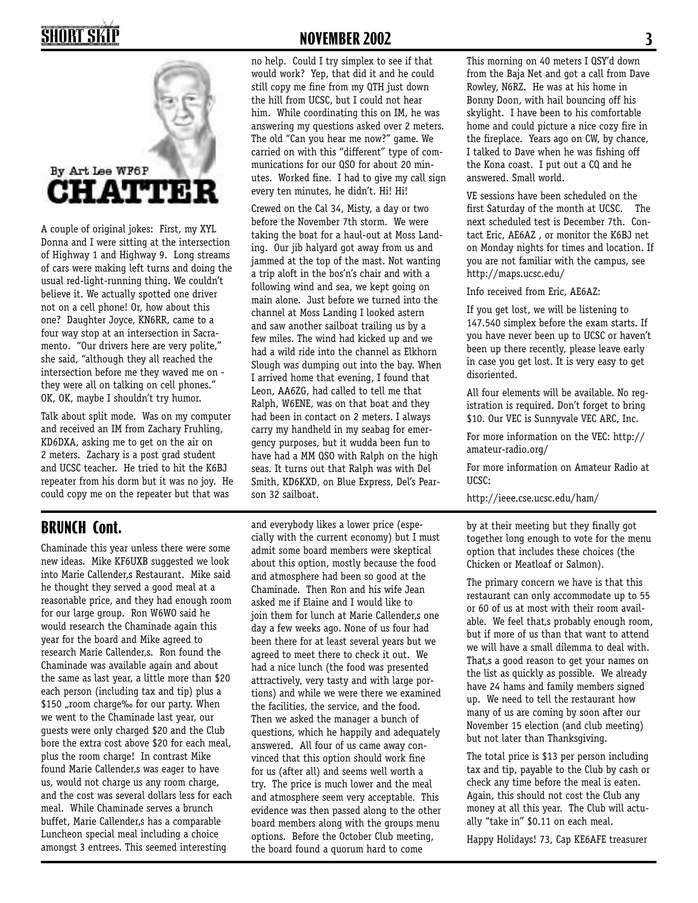## CHATTER

By Art Lee WF6P

A couple of original jokes: First, my XYL Donna and I were sitting at the intersection of Highway 1 and Highway 9. Long streams of cars were making left turns and doing the usual red-light-running thing. We couldn't believe it. We actually spotted one driver not on a cell phone! Or, how about this one? Daughter Joyce, KN6RR, came to a four way stop at an intersection in Sacramento. "Our drivers here are very polite," she said, "although they all reached the intersection before me they waved me on - they were all on talking on cell phones." OK, OK, maybe I shouldn't try humor.

Talk about split mode. Was on my computer and received an IM from Zachary Fruhling, KD6DXA, asking me to get on the air on 2 meters. Zachary is a post grad student and UCSC teacher. He tried to hit the K6BJ repeater from his dorm but it was no joy. He could copy me on the repeater but that was no help. Could I try simplex to see if that would work? Yep, that did it and he could still copy me fine from my QTH just down the hill from UCSC, but I could not hear him. While coordinating this on IM, he was answering my questions asked over 2 meters. The old "Can you hear me now?" game. We carried on with this "different" type of communications for our QSO for about 20 minutes. Worked fine. I had to give my call sign every ten minutes, he didn't. Hi! Hi!

Crewed on the Cal 34, Misty, a day or two before the November 7th storm. We were taking the boat for a haul-out at Moss Landing. Our jib halyard got away from us and jammed at the top of the mast. Not wanting a trip aloft in the bos'n's chair and with a following wind and sea, we kept going on main alone. Just before we turned into the channel at Moss Landing I looked astern and saw another sailboat trailing us by a few miles. The wind had kicked up and we had a wild ride into the channel as Elkhorn Slough was dumping out into the bay. When I arrived home that evening, I found that Leon, AA6ZG, had called to tell me that Ralph, W6ENE, was on that boat and they had been in contact on 2 meters. I always carry my handheld in my seabag for emergency purposes, but it wudda been fun to have had a MM QSO with Ralph on the high seas. It turns out that Ralph was with Del Smith, KD6KXD, on Blue Express, Del's Pearson 32 sailboat.

This morning on 40 meters I QSY'd down from the Baja Net and got a call from Dave Rowley, N6RZ. He was at his home in Bonny Doon, with hail bouncing off his skylight. I have been to his comfortable home and could picture a nice cozy fire in the fireplace. Years ago on CW, by chance, I talked to Dave when he was fishing off the Kona coast. I put out a CQ and he answered. Small world.

VE sessions have been scheduled on the first Saturday of the month at UCSC. The next scheduled test is December 7th. Contact Eric, AE6AZ , or monitor the K6BJ net on Monday nights for times and location. If you are not familiar with the campus, see http://maps.ucsc.edu/

Info received from Eric, AE6AZ:

If you get lost, we will be listening to 147.540 simplex before the exam starts. If you have never been up to UCSC or haven't been up there recently, please leave early in case you get lost. It is very easy to get disoriented.

All four elements will be available. No registration is required. Don't forget to bring $10. Our VEC is Sunnyvale VEC ARC, Inc.

For more information on the VEC: http://amateur-radio.org/

For more information on Amateur Radio at UCSC:

http://ieee.cse.ucsc.edu/ham/

## BRUNCH Cont.

Chaminade this year unless there were some new ideas. Mike KF6UXB suggested we look into Marie Callender‚s Restaurant. Mike said he thought they served a good meal at a reasonable price, and they had enough room for our large group. Ron W6WO said he would research the Chaminade again this year for the board and Mike agreed to research Marie Callender‚s. Ron found the Chaminade was available again and about the same as last year, a little more than $20 each person (including tax and tip) plus a $150 „room charge‰ for our party. When we went to the Chaminade last year, our guests were only charged $20 and the Club bore the extra cost above $20 for each meal, plus the room charge! In contrast Mike found Marie Callender‚s was eager to have us, would not charge us any room charge, and the cost was several dollars less for each meal. While Chaminade serves a brunch buffet, Marie Callender‚s has a comparable Luncheon special meal including a choice amongst 3 entrees. This seemed interesting and everybody likes a lower price (especially with the current economy) but I must admit some board members were skeptical about this option, mostly because the food and atmosphere had been so good at the Chaminade. Then Ron and his wife Jean asked me if Elaine and I would like to join them for lunch at Marie Callender‚s one day a few weeks ago. None of us four had been there for at least several years but we agreed to meet there to check it out. We had a nice lunch (the food was presented attractively, very tasty and with large portions) and while we were there we examined the facilities, the service, and the food. Then we asked the manager a bunch of questions, which he happily and adequately answered. All four of us came away convinced that this option should work fine for us (after all) and seems well worth a try. The price is much lower and the meal and atmosphere seem very acceptable. This evidence was then passed along to the other board members along with the groups menu options. Before the October Club meeting, the board found a quorum hard to come by at their meeting but they finally got together long enough to vote for the menu option that includes these choices (the Chicken or Meatloaf or Salmon).

The primary concern we have is that this restaurant can only accommodate up to 55 or 60 of us at most with their room available. We feel that‚s probably enough room, but if more of us than that want to attend we will have a small dilemma to deal with. That‚s a good reason to get your names on the list as quickly as possible. We already have 24 hams and family members signed up. We need to tell the restaurant how many of us are coming by soon after our November 15 election (and club meeting) but not later than Thanksgiving.

The total price is $13 per person including tax and tip, payable to the Club by cash or check any time before the meal is eaten. Again, this should not cost the Club any money at all this year. The Club will actually "take in" $0.11 on each meal.

Happy Holidays! 73, Cap KE6AFE treasurer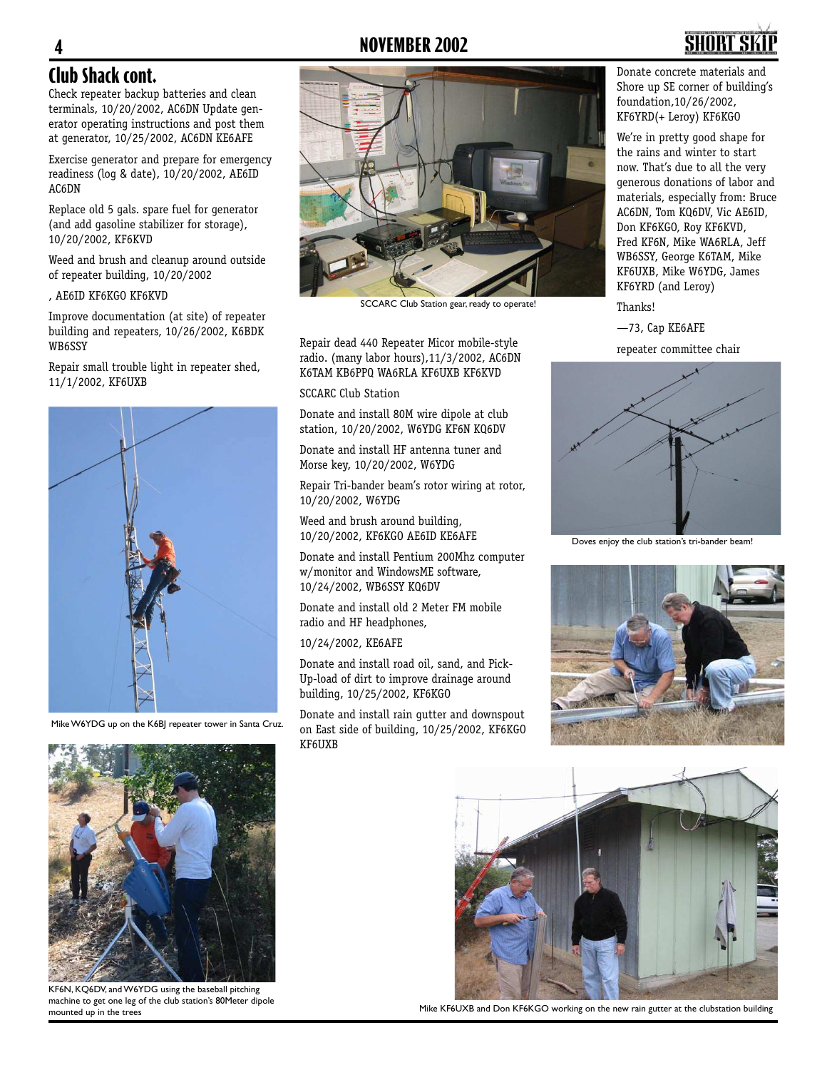## Club Shack cont.

Check repeater backup batteries and clean terminals, 10/20/2002, AC6DN Update generator operating instructions and post them at generator, 10/25/2002, AC6DN KE6AFE

Exercise generator and prepare for emergency readiness (log & date), 10/20/2002, AE6ID AC6DN

Replace old 5 gals. spare fuel for generator (and add gasoline stabilizer for storage), 10/20/2002, KF6KVD

Weed and brush and cleanup around outside of repeater building, 10/20/2002

, AE6ID KF6KGO KF6KVD

Improve documentation (at site) of repeater building and repeaters, 10/26/2002, K6BDK WB6SSY

Repair small trouble light in repeater shed, 11/1/2002, KF6UXB

Mike W6YDG up on the K6BJ repeater tower in Santa Cruz.

KF6N, KQ6DV, and W6YDG using the baseball pitching machine to get one leg of the club station's 80Meter dipole mounted up in the trees

SCCARC Club Station gear, ready to operate!

Repair dead 440 Repeater Micor mobile-style radio. (many labor hours),11/3/2002, AC6DN K6TAM KB6PPQ WA6RLA KF6UXB KF6KVD

SCCARC Club Station

Donate and install 80M wire dipole at club station, 10/20/2002, W6YDG KF6N KQ6DV

Donate and install HF antenna tuner and Morse key, 10/20/2002, W6YDG

Repair Tri-bander beam's rotor wiring at rotor, 10/20/2002, W6YDG

Weed and brush around building, 10/20/2002, KF6KGO AE6ID KE6AFE

Donate and install Pentium 200Mhz computer w/monitor and WindowsME software, 10/24/2002, WB6SSY KQ6DV

Donate and install old 2 Meter FM mobile radio and HF headphones,

10/24/2002, KE6AFE

Donate and install road oil, sand, and Pick-Up-load of dirt to improve drainage around building, 10/25/2002, KF6KGO

Donate and install rain gutter and downspout on East side of building, 10/25/2002, KF6KGO KF6UXB

Donate concrete materials and Shore up SE corner of building's foundation,10/26/2002, KF6YRD(+ Leroy) KF6KGO

We're in pretty good shape for the rains and winter to start now. That's due to all the very generous donations of labor and materials, especially from: Bruce AC6DN, Tom KQ6DV, Vic AE6ID, Don KF6KGO, Roy KF6KVD, Fred KF6N, Mike WA6RLA, Jeff WB6SSY, George K6TAM, Mike KF6UXB, Mike W6YDG, James KF6YRD (and Leroy)

Thanks!

—73, Cap KE6AFE

repeater committee chair

Doves enjoy the club station's tri-bander beam!

Mike KF6UXB and Don KF6KGO working on the new rain gutter at the clubstation building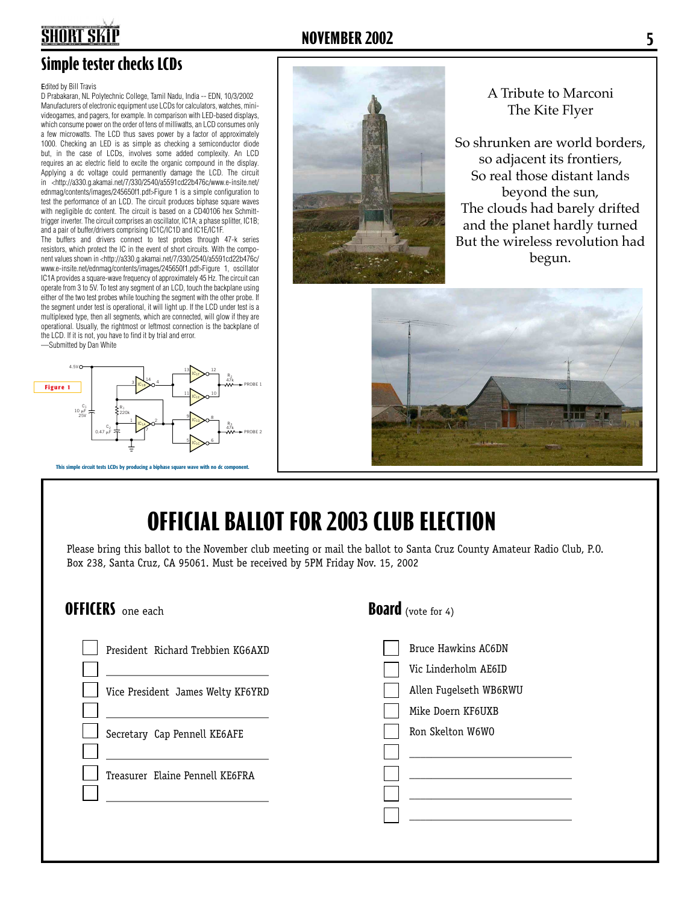## Simple tester checks LCDs

Edited by Bill Travis

D Prabakaran, NL Polytechnic College, Tamil Nadu, India -- EDN, 10/3/2002

Manufacturers of electronic equipment use LCDs for calculators, watches, mini-videogames, and pagers, for example. In comparison with LED-based displays, which consume power on the order of tens of milliwatts, an LCD consumes only a few microwatts. The LCD thus saves power by a factor of approximately 1000. Checking an LED is as simple as checking a semiconductor diode but, in the case of LCDs, involves some added complexity. An LCD requires an ac electric field to excite the organic compound in the display. Applying a dc voltage could permanently damage the LCD. The circuit in <http://a330.g.akamai.net/7/330/2540/a5591cd22b476c/www.e-insite.net/ednmag/contents/images/245650f1.pdf>Figure 1 is a simple configuration to test the performance of an LCD. The circuit produces biphase square waves with negligible dc content. The circuit is based on a CD40106 hex Schmitt-trigger inverter. The circuit comprises an oscillator, IC1A; a phase splitter, IC1B; and a pair of buffer/drivers comprising IC1C/IC1D and IC1E/IC1F.

The buffers and drivers connect to test probes through 47-k series resistors, which protect the IC in the event of short circuits. With the component values shown in <http://a330.g.akamai.net/7/330/2540/a5591cd22b476c/www.e-insite.net/ednmag/contents/images/245650f1.pdf>Figure 1, oscillator IC1A provides a square-wave frequency of approximately 45 Hz. The circuit can operate from 3 to 5V. To test any segment of an LCD, touch the backplane using either of the two test probes while touching the segment with the other probe. If the segment under test is operational, it will light up. If the LCD under test is a multiplexed type, then all segments, which are connected, will glow if they are operational. Usually, the rightmost or leftmost connection is the backplane of the LCD. If it is not, you have to find it by trial and error.

—Submitted by Dan White

**Figure 1**

This simple circuit tests LCDs by producing a biphase square wave with no dc component.

A Tribute to Marconi
The Kite Flyer

So shrunken are world borders,
so adjacent its frontiers,
So real those distant lands
beyond the sun,
The clouds had barely drifted
and the planet hardly turned
But the wireless revolution had
begun.

# OFFICIAL BALLOT FOR 2003 CLUB ELECTION

Please bring this ballot to the November club meeting or mail the ballot to Santa Cruz County Amateur Radio Club, P.O. Box 238, Santa Cruz, CA 95061. Must be received by 5PM Friday Nov. 15, 2002

### OFFICERS one each

- ☐ President Richard Trebbien KG6AXD
- ☐ ______________________
- ☐ Vice President James Welty KF6YRD
- ☐ ______________________
- ☐ Secretary Cap Pennell KE6AFE
- ☐ ______________________
- ☐ Treasurer Elaine Pennell KE6FRA
- ☐ ______________________

### Board (vote for 4)

- ☐ Bruce Hawkins AC6DN
- ☐ Vic Linderholm AE6ID
- ☐ Allen Fugelseth WB6RWU
- ☐ Mike Doern KF6UXB
- ☐ Ron Skelton W6WO
- ☐ ______________________
- ☐ ______________________
- ☐ ______________________
- ☐ ______________________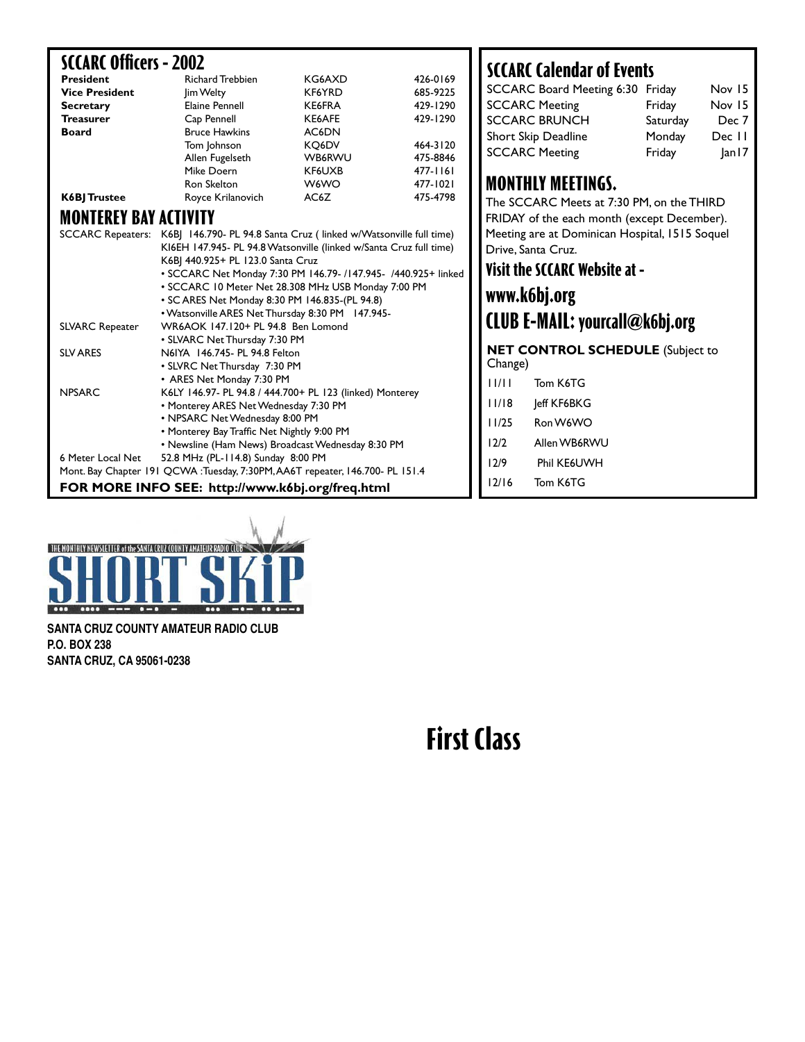## SCCARC Officers - 2002

| | | | |
|---|---|---|---|
| **President** | Richard Trebbien | KG6AXD | 426-0169 |
| **Vice President** | Jim Welty | KF6YRD | 685-9225 |
| **Secretary** | Elaine Pennell | KE6FRA | 429-1290 |
| **Treasurer** | Cap Pennell | KE6AFE | 429-1290 |
| **Board** | Bruce Hawkins | AC6DN | |
| | Tom Johnson | KQ6DV | 464-3120 |
| | Allen Fugelseth | WB6RWU | 475-8846 |
| | Mike Doern | KF6UXB | 477-1161 |
| | Ron Skelton | W6WO | 477-1021 |
| **K6BJ Trustee** | Royce Krilanovich | AC6Z | 475-4798 |

## MONTEREY BAY ACTIVITY

SCCARC Repeaters: K6BJ 146.790- PL 94.8 Santa Cruz ( linked w/Watsonville full time)
KI6EH 147.945- PL 94.8 Watsonville (linked w/Santa Cruz full time)
K6BJ 440.925+ PL 123.0 Santa Cruz

- SCCARC Net Monday 7:30 PM 146.79- /147.945- /440.925+ linked
- SCCARC 10 Meter Net 28.308 MHz USB Monday 7:00 PM
- SC ARES Net Monday 8:30 PM 146.835-(PL 94.8)
- Watsonville ARES Net Thursday 8:30 PM 147.945-

SLVARC Repeater WR6AOK 147.120+ PL 94.8 Ben Lomond

- SLVARC Net Thursday 7:30 PM

SLV ARES N6IYA 146.745- PL 94.8 Felton

- SLVRC Net Thursday 7:30 PM
- ARES Net Monday 7:30 PM

NPSARC K6LY 146.97- PL 94.8 / 444.700+ PL 123 (linked) Monterey

- Monterey ARES Net Wednesday 7:30 PM
- NPSARC Net Wednesday 8:00 PM
- Monterey Bay Traffic Net Nightly 9:00 PM
- Newsline (Ham News) Broadcast Wednesday 8:30 PM

6 Meter Local Net 52.8 MHz (PL-114.8) Sunday 8:00 PM

Mont. Bay Chapter 191 QCWA :Tuesday, 7:30PM, AA6T repeater, 146.700- PL 151.4

**FOR MORE INFO SEE: http://www.k6bj.org/freq.html**

## SCCARC Calendar of Events

| | | |
|---|---|---|
| SCCARC Board Meeting 6:30 | Friday | Nov 15 |
| SCCARC Meeting | Friday | Nov 15 |
| SCCARC BRUNCH | Saturday | Dec 7 |
| Short Skip Deadline | Monday | Dec 11 |
| SCCARC Meeting | Friday | Jan 17 |

## MONTHLY MEETINGS.

The SCCARC Meets at 7:30 PM, on the THIRD FRIDAY of the each month (except December). Meeting are at Dominican Hospital, 1515 Soquel Drive, Santa Cruz.

## Visit the SCCARC Website at - www.k6bj.org

## CLUB E-MAIL: yourcall@k6bj.org

**NET CONTROL SCHEDULE** (Subject to Change)

| | |
|---|---|
| 11/11 | Tom K6TG |
| 11/18 | Jeff KF6BKG |
| 11/25 | Ron W6WO |
| 12/2 | Allen WB6RWU |
| 12/9 | Phil KE6UWH |
| 12/16 | Tom K6TG |

THE MONTHLY NEWSLETTER of the SANTA CRUZ COUNTY AMATEUR RADIO CLUB

SHORT SKIP

**SANTA CRUZ COUNTY AMATEUR RADIO CLUB**
**P.O. BOX 238**
**SANTA CRUZ, CA 95061-0238**

# First Class